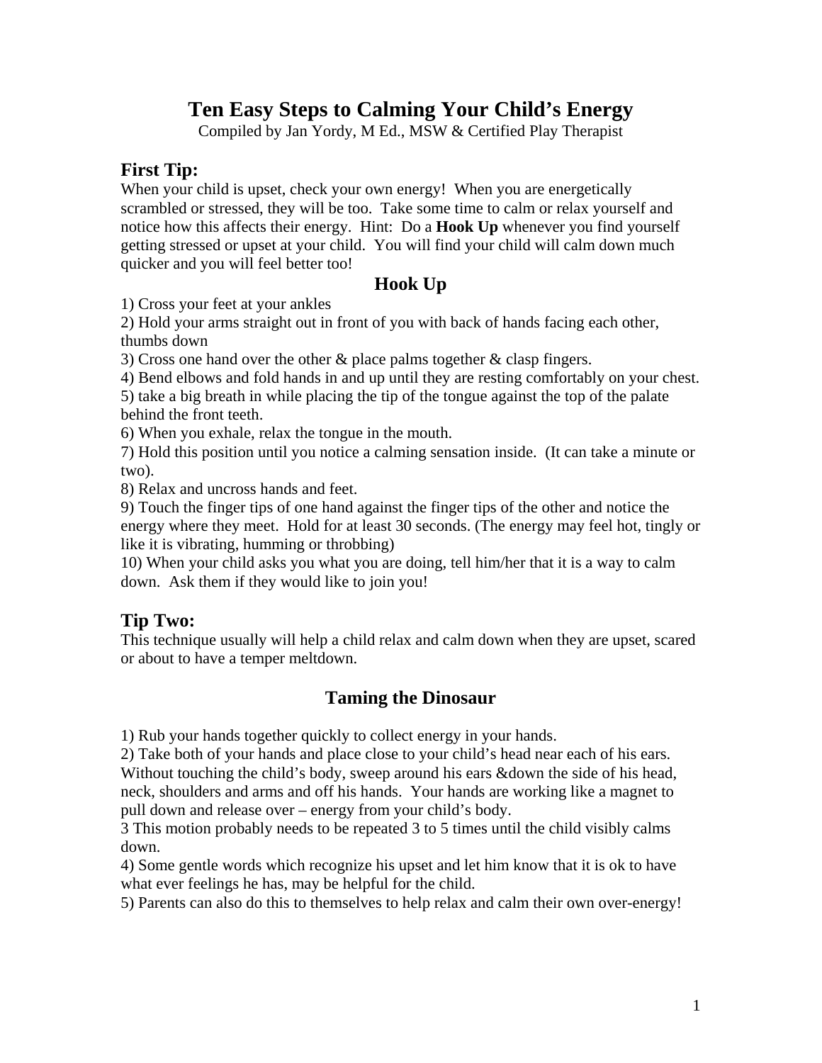# Ten Easy Steps to Calming Your Child's Energy

Compiled by Jan Yordy, M Ed., MSW & Certified Play Therapist

## First Tip:

When your child is upset, check your own energy! When you are energetically scrambled or stressed, they will be too. Take some time to calm or relax yourself and notice how this affects their energy. Hint: Do a **Hook Up** whenever you find yourself getting stressed or upset at your child. You will find your child will calm down much quicker and you will feel better too!

### Hook Up

1) Cross your feet at your ankles
2) Hold your arms straight out in front of you with back of hands facing each other, thumbs down
3) Cross one hand over the other & place palms together & clasp fingers.
4) Bend elbows and fold hands in and up until they are resting comfortably on your chest.
5) take a big breath in while placing the tip of the tongue against the top of the palate behind the front teeth.
6) When you exhale, relax the tongue in the mouth.
7) Hold this position until you notice a calming sensation inside. (It can take a minute or two).
8) Relax and uncross hands and feet.
9) Touch the finger tips of one hand against the finger tips of the other and notice the energy where they meet. Hold for at least 30 seconds. (The energy may feel hot, tingly or like it is vibrating, humming or throbbing)
10) When your child asks you what you are doing, tell him/her that it is a way to calm down. Ask them if they would like to join you!

## Tip Two:

This technique usually will help a child relax and calm down when they are upset, scared or about to have a temper meltdown.

### Taming the Dinosaur

1) Rub your hands together quickly to collect energy in your hands.
2) Take both of your hands and place close to your child's head near each of his ears. Without touching the child's body, sweep around his ears &down the side of his head, neck, shoulders and arms and off his hands. Your hands are working like a magnet to pull down and release over – energy from your child's body.
3 This motion probably needs to be repeated 3 to 5 times until the child visibly calms down.
4) Some gentle words which recognize his upset and let him know that it is ok to have what ever feelings he has, may be helpful for the child.
5) Parents can also do this to themselves to help relax and calm their own over-energy!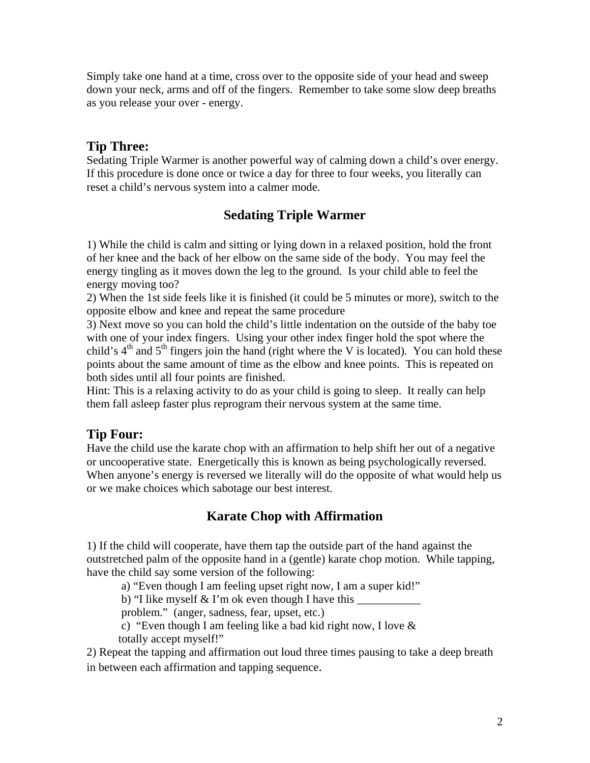Simply take one hand at a time, cross over to the opposite side of your head and sweep down your neck, arms and off of the fingers. Remember to take some slow deep breaths as you release your over - energy.

## Tip Three:

Sedating Triple Warmer is another powerful way of calming down a child's over energy. If this procedure is done once or twice a day for three to four weeks, you literally can reset a child's nervous system into a calmer mode.

### Sedating Triple Warmer

1) While the child is calm and sitting or lying down in a relaxed position, hold the front of her knee and the back of her elbow on the same side of the body. You may feel the energy tingling as it moves down the leg to the ground. Is your child able to feel the energy moving too?
2) When the 1st side feels like it is finished (it could be 5 minutes or more), switch to the opposite elbow and knee and repeat the same procedure
3) Next move so you can hold the child's little indentation on the outside of the baby toe with one of your index fingers. Using your other index finger hold the spot where the child's 4th and 5th fingers join the hand (right where the V is located). You can hold these points about the same amount of time as the elbow and knee points. This is repeated on both sides until all four points are finished.
Hint: This is a relaxing activity to do as your child is going to sleep. It really can help them fall asleep faster plus reprogram their nervous system at the same time.

## Tip Four:

Have the child use the karate chop with an affirmation to help shift her out of a negative or uncooperative state. Energetically this is known as being psychologically reversed. When anyone's energy is reversed we literally will do the opposite of what would help us or we make choices which sabotage our best interest.

### Karate Chop with Affirmation

1) If the child will cooperate, have them tap the outside part of the hand against the outstretched palm of the opposite hand in a (gentle) karate chop motion. While tapping, have the child say some version of the following:
   a) "Even though I am feeling upset right now, I am a super kid!"
   b) "I like myself & I'm ok even though I have this ___________ problem." (anger, sadness, fear, upset, etc.)
   c) "Even though I am feeling like a bad kid right now, I love & totally accept myself!"
2) Repeat the tapping and affirmation out loud three times pausing to take a deep breath in between each affirmation and tapping sequence.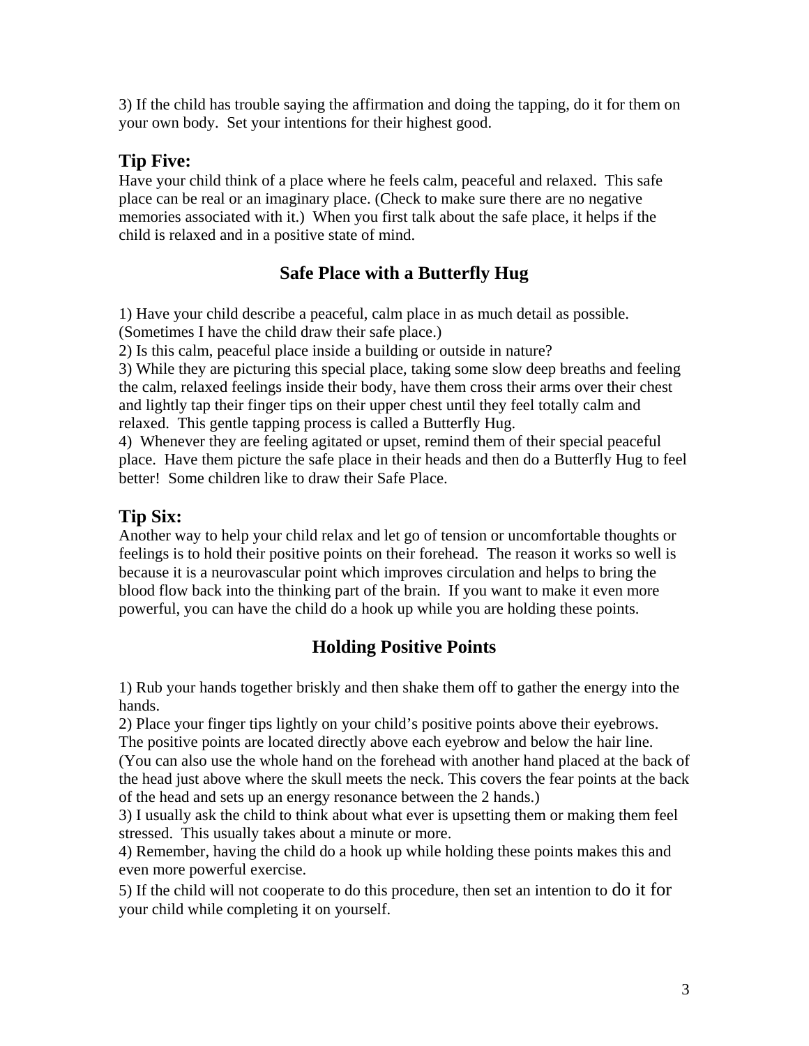3) If the child has trouble saying the affirmation and doing the tapping, do it for them on your own body. Set your intentions for their highest good.

### Tip Five:

Have your child think of a place where he feels calm, peaceful and relaxed. This safe place can be real or an imaginary place. (Check to make sure there are no negative memories associated with it.) When you first talk about the safe place, it helps if the child is relaxed and in a positive state of mind.

## Safe Place with a Butterfly Hug

1) Have your child describe a peaceful, calm place in as much detail as possible. (Sometimes I have the child draw their safe place.)
2) Is this calm, peaceful place inside a building or outside in nature?
3) While they are picturing this special place, taking some slow deep breaths and feeling the calm, relaxed feelings inside their body, have them cross their arms over their chest and lightly tap their finger tips on their upper chest until they feel totally calm and relaxed. This gentle tapping process is called a Butterfly Hug.
4) Whenever they are feeling agitated or upset, remind them of their special peaceful place. Have them picture the safe place in their heads and then do a Butterfly Hug to feel better! Some children like to draw their Safe Place.

### Tip Six:

Another way to help your child relax and let go of tension or uncomfortable thoughts or feelings is to hold their positive points on their forehead. The reason it works so well is because it is a neurovascular point which improves circulation and helps to bring the blood flow back into the thinking part of the brain. If you want to make it even more powerful, you can have the child do a hook up while you are holding these points.

## Holding Positive Points

1) Rub your hands together briskly and then shake them off to gather the energy into the hands.
2) Place your finger tips lightly on your child's positive points above their eyebrows. The positive points are located directly above each eyebrow and below the hair line. (You can also use the whole hand on the forehead with another hand placed at the back of the head just above where the skull meets the neck. This covers the fear points at the back of the head and sets up an energy resonance between the 2 hands.)
3) I usually ask the child to think about what ever is upsetting them or making them feel stressed. This usually takes about a minute or more.
4) Remember, having the child do a hook up while holding these points makes this and even more powerful exercise.
5) If the child will not cooperate to do this procedure, then set an intention to do it for your child while completing it on yourself.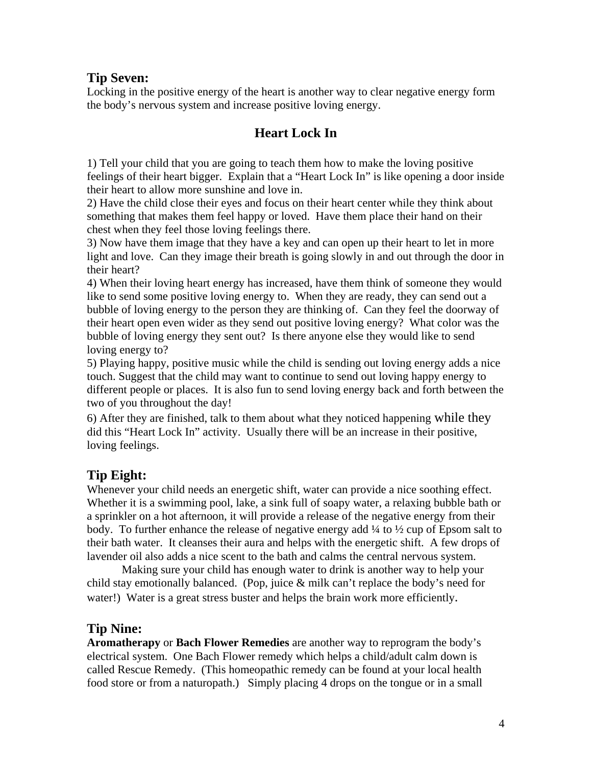## Tip Seven:

Locking in the positive energy of the heart is another way to clear negative energy form the body's nervous system and increase positive loving energy.

### Heart Lock In

1) Tell your child that you are going to teach them how to make the loving positive feelings of their heart bigger. Explain that a "Heart Lock In" is like opening a door inside their heart to allow more sunshine and love in.
2) Have the child close their eyes and focus on their heart center while they think about something that makes them feel happy or loved. Have them place their hand on their chest when they feel those loving feelings there.
3) Now have them image that they have a key and can open up their heart to let in more light and love. Can they image their breath is going slowly in and out through the door in their heart?
4) When their loving heart energy has increased, have them think of someone they would like to send some positive loving energy to. When they are ready, they can send out a bubble of loving energy to the person they are thinking of. Can they feel the doorway of their heart open even wider as they send out positive loving energy? What color was the bubble of loving energy they sent out? Is there anyone else they would like to send loving energy to?
5) Playing happy, positive music while the child is sending out loving energy adds a nice touch. Suggest that the child may want to continue to send out loving happy energy to different people or places. It is also fun to send loving energy back and forth between the two of you throughout the day!
6) After they are finished, talk to them about what they noticed happening while they did this "Heart Lock In" activity. Usually there will be an increase in their positive, loving feelings.

## Tip Eight:

Whenever your child needs an energetic shift, water can provide a nice soothing effect. Whether it is a swimming pool, lake, a sink full of soapy water, a relaxing bubble bath or a sprinkler on a hot afternoon, it will provide a release of the negative energy from their body. To further enhance the release of negative energy add ¼ to ½ cup of Epsom salt to their bath water. It cleanses their aura and helps with the energetic shift. A few drops of lavender oil also adds a nice scent to the bath and calms the central nervous system.

Making sure your child has enough water to drink is another way to help your child stay emotionally balanced. (Pop, juice & milk can't replace the body's need for water!) Water is a great stress buster and helps the brain work more efficiently.

## Tip Nine:

**Aromatherapy** or **Bach Flower Remedies** are another way to reprogram the body's electrical system. One Bach Flower remedy which helps a child/adult calm down is called Rescue Remedy. (This homeopathic remedy can be found at your local health food store or from a naturopath.) Simply placing 4 drops on the tongue or in a small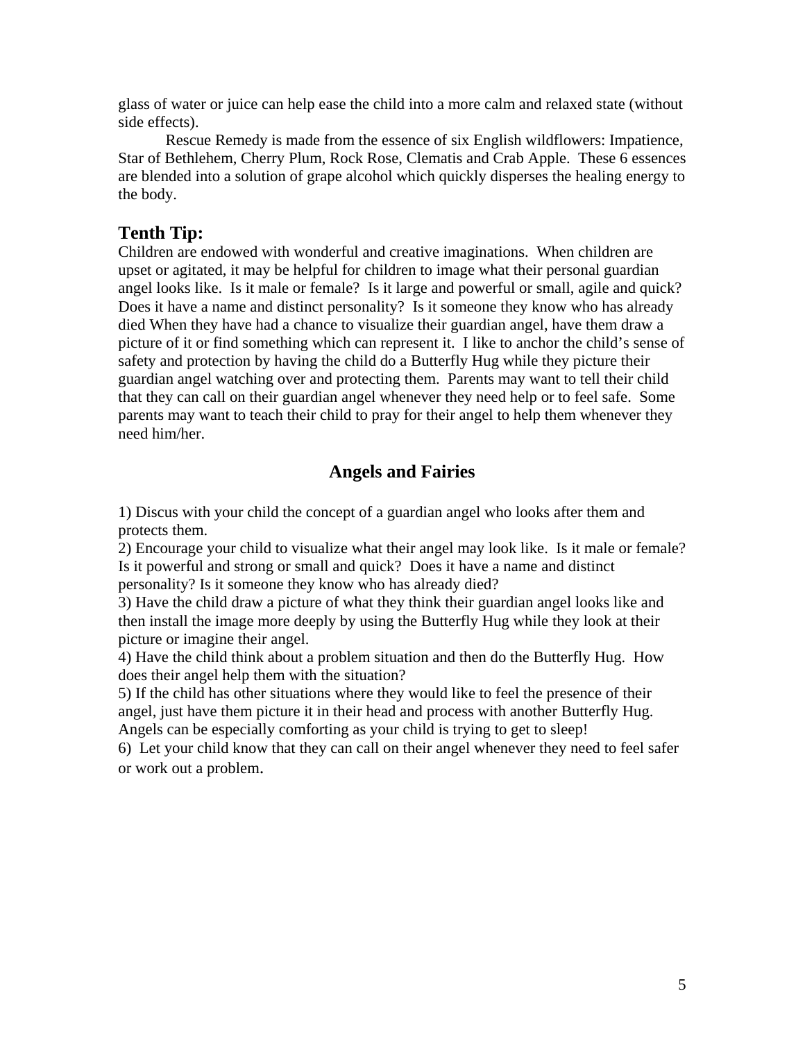glass of water or juice can help ease the child into a more calm and relaxed state (without side effects).

Rescue Remedy is made from the essence of six English wildflowers: Impatience, Star of Bethlehem, Cherry Plum, Rock Rose, Clematis and Crab Apple. These 6 essences are blended into a solution of grape alcohol which quickly disperses the healing energy to the body.

## Tenth Tip:

Children are endowed with wonderful and creative imaginations. When children are upset or agitated, it may be helpful for children to image what their personal guardian angel looks like. Is it male or female? Is it large and powerful or small, agile and quick? Does it have a name and distinct personality? Is it someone they know who has already died When they have had a chance to visualize their guardian angel, have them draw a picture of it or find something which can represent it. I like to anchor the child's sense of safety and protection by having the child do a Butterfly Hug while they picture their guardian angel watching over and protecting them. Parents may want to tell their child that they can call on their guardian angel whenever they need help or to feel safe. Some parents may want to teach their child to pray for their angel to help them whenever they need him/her.

## Angels and Fairies

1) Discus with your child the concept of a guardian angel who looks after them and protects them.
2) Encourage your child to visualize what their angel may look like. Is it male or female? Is it powerful and strong or small and quick? Does it have a name and distinct personality? Is it someone they know who has already died?
3) Have the child draw a picture of what they think their guardian angel looks like and then install the image more deeply by using the Butterfly Hug while they look at their picture or imagine their angel.
4) Have the child think about a problem situation and then do the Butterfly Hug. How does their angel help them with the situation?
5) If the child has other situations where they would like to feel the presence of their angel, just have them picture it in their head and process with another Butterfly Hug. Angels can be especially comforting as your child is trying to get to sleep!
6) Let your child know that they can call on their angel whenever they need to feel safer or work out a problem.